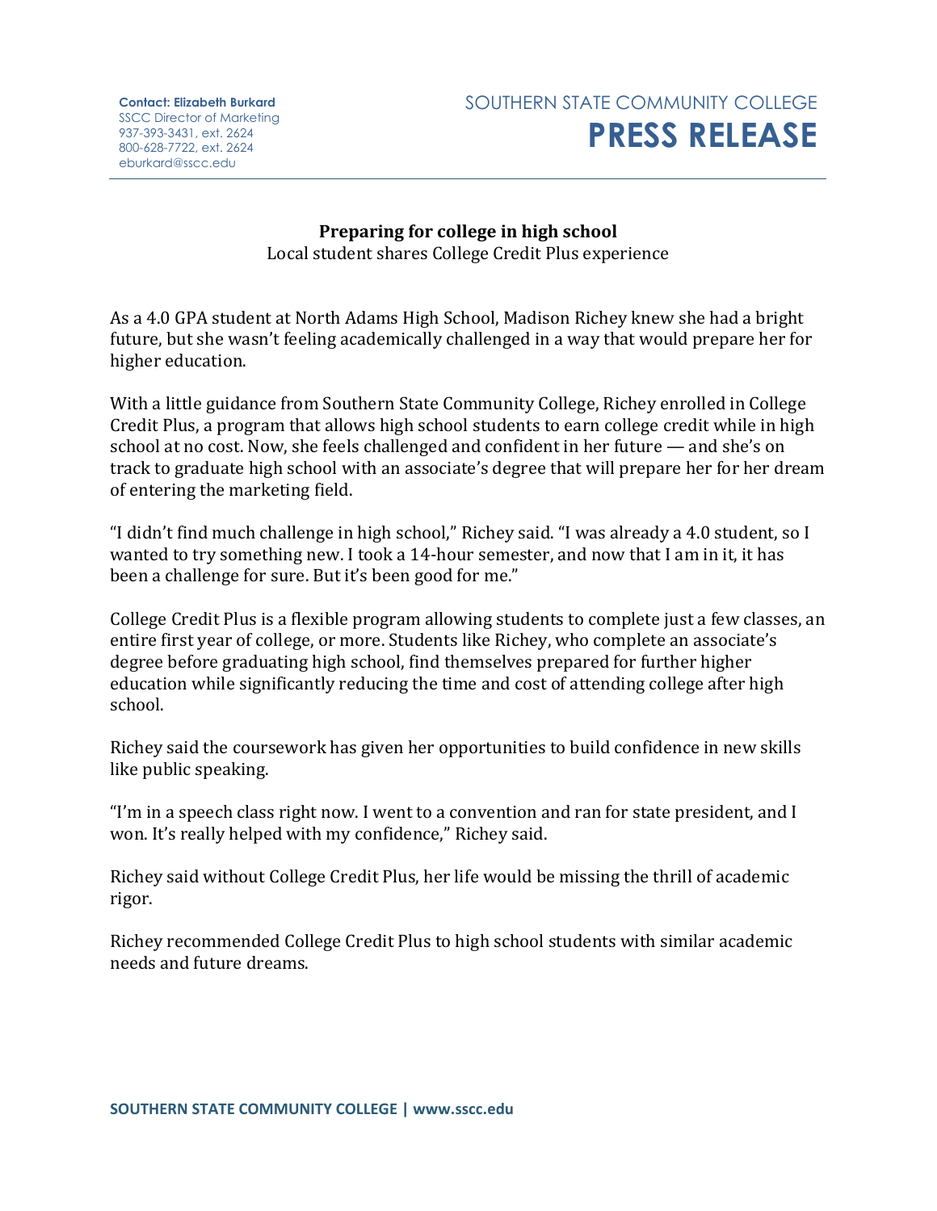**Contact: Elizabeth Burkard**
SSCC Director of Marketing
937-393-3431, ext. 2624
800-628-7722, ext. 2624
eburkard@sscc.edu

SOUTHERN STATE COMMUNITY COLLEGE

# PRESS RELEASE

## Preparing for college in high school

Local student shares College Credit Plus experience

As a 4.0 GPA student at North Adams High School, Madison Richey knew she had a bright future, but she wasn't feeling academically challenged in a way that would prepare her for higher education.

With a little guidance from Southern State Community College, Richey enrolled in College Credit Plus, a program that allows high school students to earn college credit while in high school at no cost. Now, she feels challenged and confident in her future — and she's on track to graduate high school with an associate's degree that will prepare her for her dream of entering the marketing field.

"I didn't find much challenge in high school," Richey said. "I was already a 4.0 student, so I wanted to try something new. I took a 14-hour semester, and now that I am in it, it has been a challenge for sure. But it's been good for me."

College Credit Plus is a flexible program allowing students to complete just a few classes, an entire first year of college, or more. Students like Richey, who complete an associate's degree before graduating high school, find themselves prepared for further higher education while significantly reducing the time and cost of attending college after high school.

Richey said the coursework has given her opportunities to build confidence in new skills like public speaking.

"I'm in a speech class right now. I went to a convention and ran for state president, and I won. It's really helped with my confidence," Richey said.

Richey said without College Credit Plus, her life would be missing the thrill of academic rigor.

Richey recommended College Credit Plus to high school students with similar academic needs and future dreams.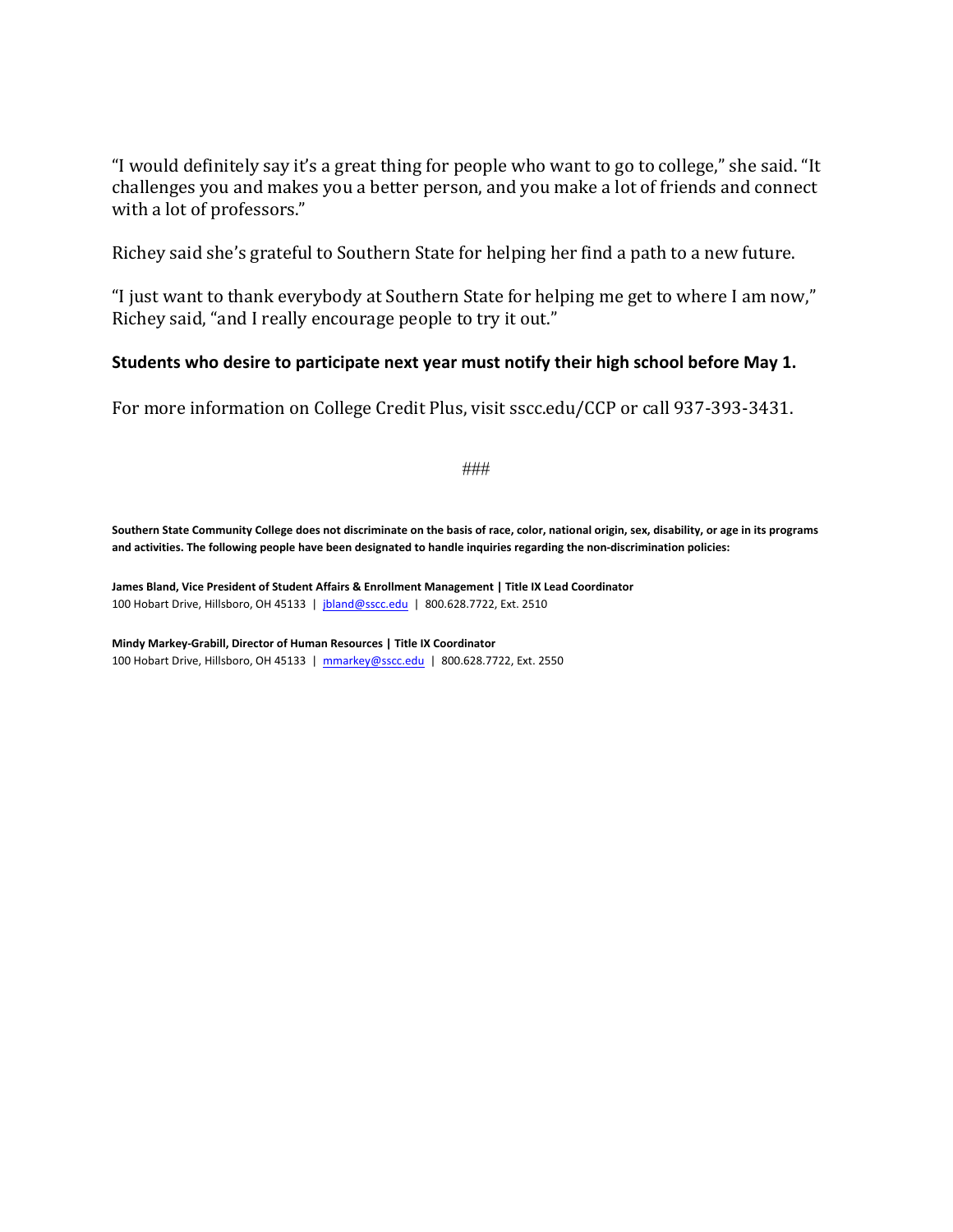"I would definitely say it's a great thing for people who want to go to college," she said. "It challenges you and makes you a better person, and you make a lot of friends and connect with a lot of professors."

Richey said she's grateful to Southern State for helping her find a path to a new future.

"I just want to thank everybody at Southern State for helping me get to where I am now," Richey said, "and I really encourage people to try it out."

**Students who desire to participate next year must notify their high school before May 1.**

For more information on College Credit Plus, visit sscc.edu/CCP or call 937-393-3431.

###

**Southern State Community College does not discriminate on the basis of race, color, national origin, sex, disability, or age in its programs and activities. The following people have been designated to handle inquiries regarding the non-discrimination policies:**

**James Bland, Vice President of Student Affairs & Enrollment Management | Title IX Lead Coordinator**
100 Hobart Drive, Hillsboro, OH 45133 | jbland@sscc.edu | 800.628.7722, Ext. 2510

**Mindy Markey-Grabill, Director of Human Resources | Title IX Coordinator**
100 Hobart Drive, Hillsboro, OH 45133 | mmarkey@sscc.edu | 800.628.7722, Ext. 2550